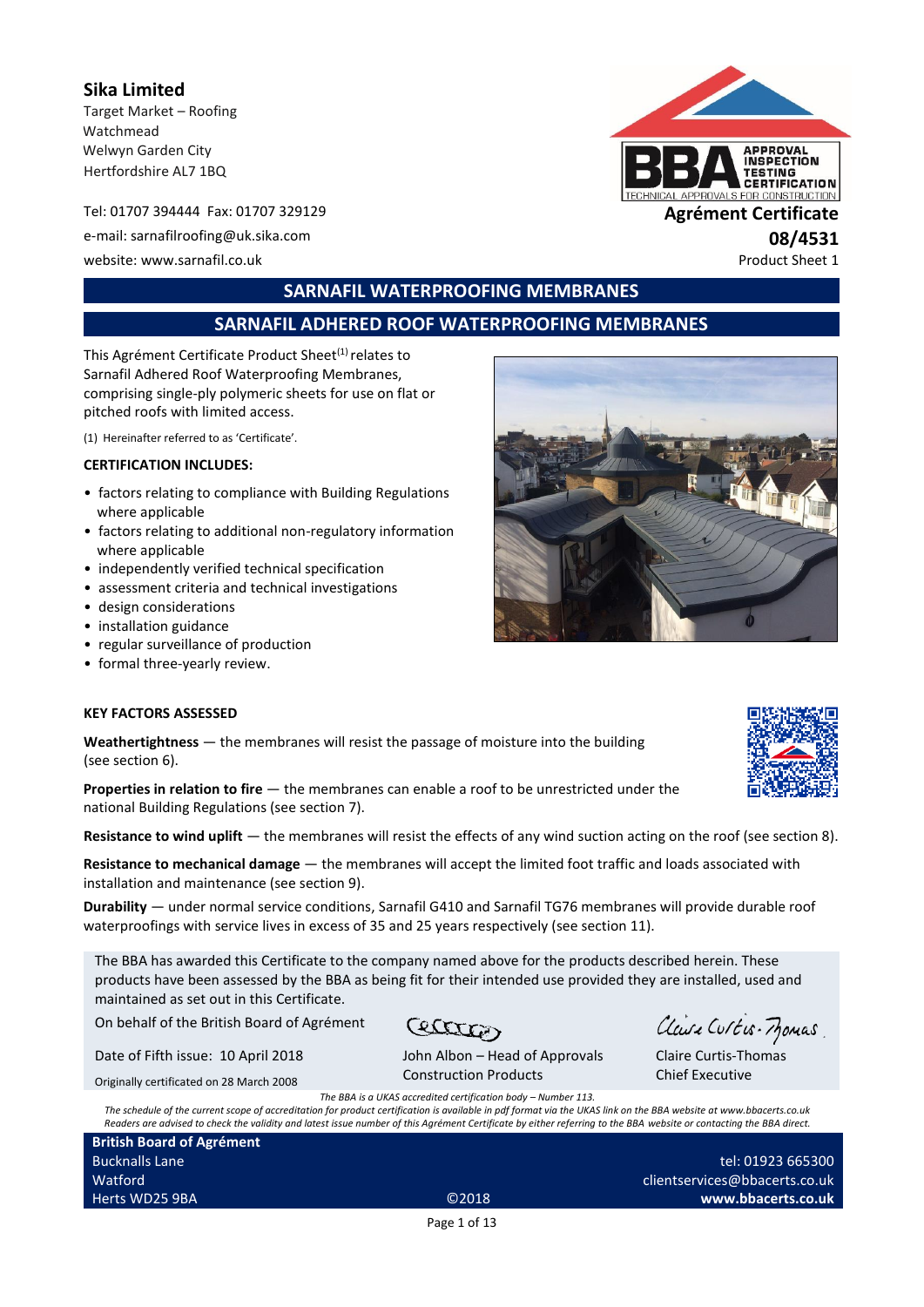## Sika Limited

Target Market – Roofing
Watchmead
Welwyn Garden City
Hertfordshire AL7 1BQ

Tel: 01707 394444 Fax: 01707 329129
e-mail: sarnafilroofing@uk.sika.com
website: www.sarnafil.co.uk

**Agrément Certificate**
**08/4531**
Product Sheet 1

# SARNAFIL WATERPROOFING MEMBRANES

## SARNAFIL ADHERED ROOF WATERPROOFING MEMBRANES

This Agrément Certificate Product Sheet(1) relates to Sarnafil Adhered Roof Waterproofing Membranes, comprising single-ply polymeric sheets for use on flat or pitched roofs with limited access.

(1) Hereinafter referred to as 'Certificate'.

**CERTIFICATION INCLUDES:**

- factors relating to compliance with Building Regulations where applicable
- factors relating to additional non-regulatory information where applicable
- independently verified technical specification
- assessment criteria and technical investigations
- design considerations
- installation guidance
- regular surveillance of production
- formal three-yearly review.

**KEY FACTORS ASSESSED**

**Weathertightness** — the membranes will resist the passage of moisture into the building (see section 6).

**Properties in relation to fire** — the membranes can enable a roof to be unrestricted under the national Building Regulations (see section 7).

**Resistance to wind uplift** — the membranes will resist the effects of any wind suction acting on the roof (see section 8).

**Resistance to mechanical damage** — the membranes will accept the limited foot traffic and loads associated with installation and maintenance (see section 9).

**Durability** — under normal service conditions, Sarnafil G410 and Sarnafil TG76 membranes will provide durable roof waterproofings with service lives in excess of 35 and 25 years respectively (see section 11).

The BBA has awarded this Certificate to the company named above for the products described herein. These products have been assessed by the BBA as being fit for their intended use provided they are installed, used and maintained as set out in this Certificate.

On behalf of the British Board of Agrément

Date of Fifth issue: 10 April 2018

Originally certificated on 28 March 2008

John Albon – Head of Approvals
Construction Products

Claire Curtis-Thomas
Chief Executive

*The BBA is a UKAS accredited certification body – Number 113.*
*The schedule of the current scope of accreditation for product certification is available in pdf format via the UKAS link on the BBA website at www.bbacerts.co.uk*
*Readers are advised to check the validity and latest issue number of this Agrément Certificate by either referring to the BBA website or contacting the BBA direct.*

**British Board of Agrément**
Bucknalls Lane
Watford
Herts WD25 9BA

©2018

tel: 01923 665300
clientservices@bbacerts.co.uk
**www.bbacerts.co.uk**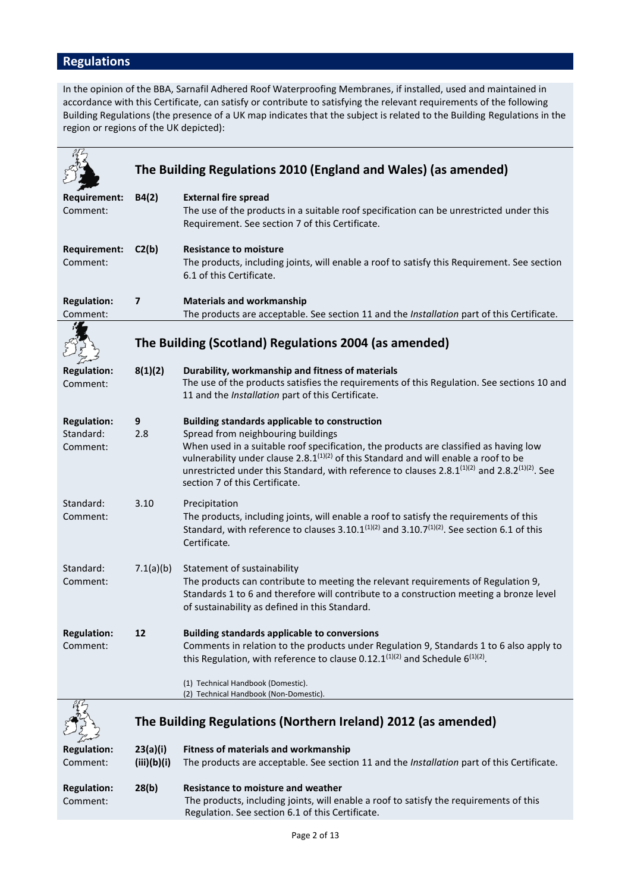## Regulations

In the opinion of the BBA, Sarnafil Adhered Roof Waterproofing Membranes, if installed, used and maintained in accordance with this Certificate, can satisfy or contribute to satisfying the relevant requirements of the following Building Regulations (the presence of a UK map indicates that the subject is related to the Building Regulations in the region or regions of the UK depicted):

### The Building Regulations 2010 (England and Wales) (as amended)

**Requirement:** **B4(2)** **External fire spread**
Comment: The use of the products in a suitable roof specification can be unrestricted under this Requirement. See section 7 of this Certificate.

**Requirement:** **C2(b)** **Resistance to moisture**
Comment: The products, including joints, will enable a roof to satisfy this Requirement. See section 6.1 of this Certificate.

**Regulation:** **7** **Materials and workmanship**
Comment: The products are acceptable. See section 11 and the *Installation* part of this Certificate.

### The Building (Scotland) Regulations 2004 (as amended)

**Regulation:** **8(1)(2)** **Durability, workmanship and fitness of materials**
Comment: The use of the products satisfies the requirements of this Regulation. See sections 10 and 11 and the *Installation* part of this Certificate.

**Regulation:** **9** **Building standards applicable to construction**
Standard: 2.8 Spread from neighbouring buildings
Comment: When used in a suitable roof specification, the products are classified as having low vulnerability under clause 2.8.1(1)(2) of this Standard and will enable a roof to be unrestricted under this Standard, with reference to clauses 2.8.1(1)(2) and 2.8.2(1)(2). See section 7 of this Certificate.

Standard: 3.10 Precipitation
Comment: The products, including joints, will enable a roof to satisfy the requirements of this Standard, with reference to clauses 3.10.1(1)(2) and 3.10.7(1)(2). See section 6.1 of this Certificate.

Standard: 7.1(a)(b) Statement of sustainability
Comment: The products can contribute to meeting the relevant requirements of Regulation 9, Standards 1 to 6 and therefore will contribute to a construction meeting a bronze level of sustainability as defined in this Standard.

**Regulation:** **12** **Building standards applicable to conversions**
Comment: Comments in relation to the products under Regulation 9, Standards 1 to 6 also apply to this Regulation, with reference to clause 0.12.1(1)(2) and Schedule 6(1)(2).

(1) Technical Handbook (Domestic).
(2) Technical Handbook (Non-Domestic).

### The Building Regulations (Northern Ireland) 2012 (as amended)

**Regulation:** **23(a)(i)(iii)(b)(i)** **Fitness of materials and workmanship**
Comment: The products are acceptable. See section 11 and the *Installation* part of this Certificate.

**Regulation:** **28(b)** **Resistance to moisture and weather**
Comment: The products, including joints, will enable a roof to satisfy the requirements of this Regulation. See section 6.1 of this Certificate.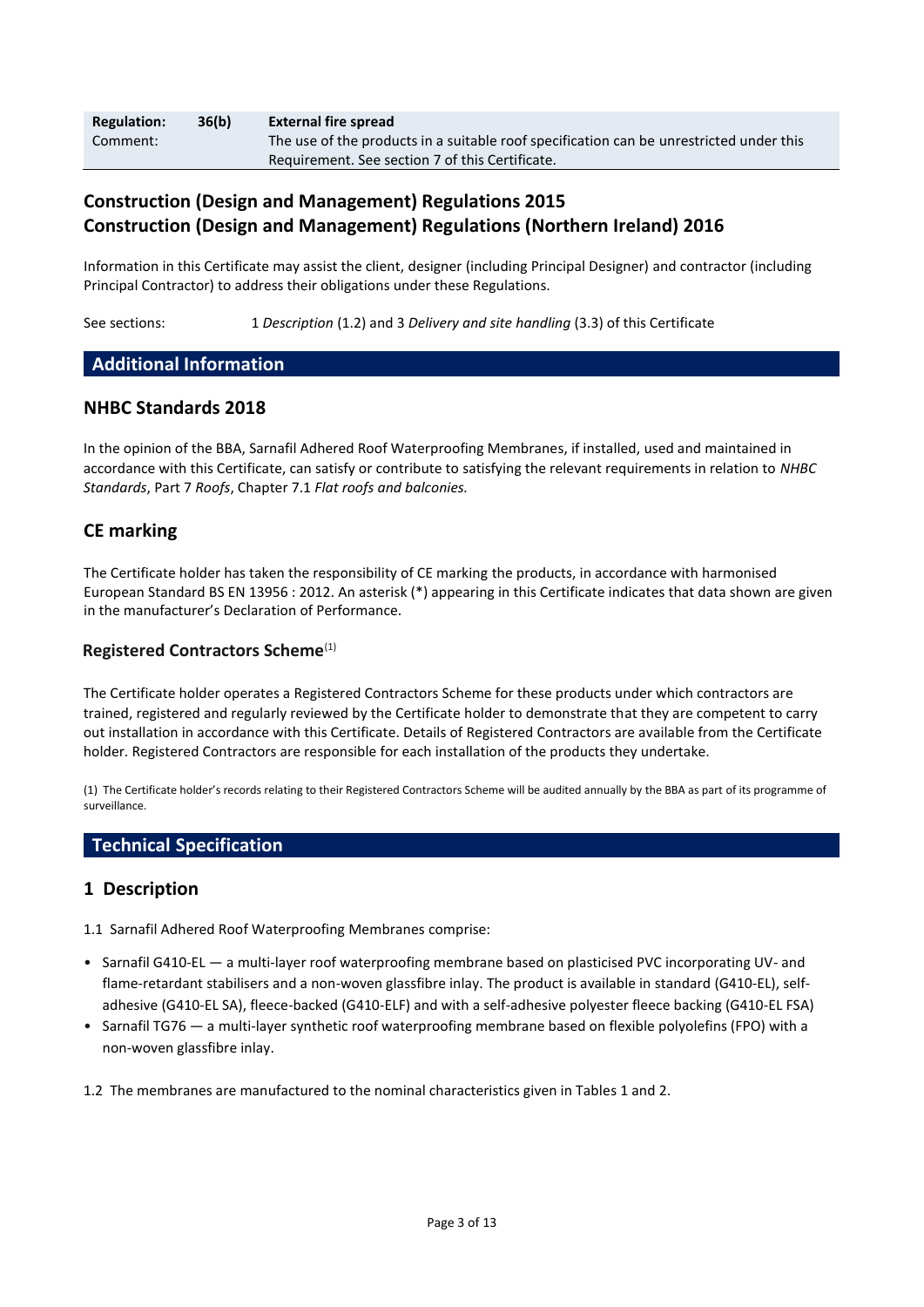| **Regulation:** | **36(b)** | **External fire spread** |
|---|---|---|
| Comment: | | The use of the products in a suitable roof specification can be unrestricted under this Requirement. See section 7 of this Certificate. |

## Construction (Design and Management) Regulations 2015
## Construction (Design and Management) Regulations (Northern Ireland) 2016

Information in this Certificate may assist the client, designer (including Principal Designer) and contractor (including Principal Contractor) to address their obligations under these Regulations.

See sections: 1 *Description* (1.2) and 3 *Delivery and site handling* (3.3) of this Certificate

## Additional Information

### NHBC Standards 2018

In the opinion of the BBA, Sarnafil Adhered Roof Waterproofing Membranes, if installed, used and maintained in accordance with this Certificate, can satisfy or contribute to satisfying the relevant requirements in relation to *NHBC Standards*, Part 7 *Roofs*, Chapter 7.1 *Flat roofs and balconies.*

### CE marking

The Certificate holder has taken the responsibility of CE marking the products, in accordance with harmonised European Standard BS EN 13956 : 2012. An asterisk (*) appearing in this Certificate indicates that data shown are given in the manufacturer's Declaration of Performance.

### Registered Contractors Scheme[1]

The Certificate holder operates a Registered Contractors Scheme for these products under which contractors are trained, registered and regularly reviewed by the Certificate holder to demonstrate that they are competent to carry out installation in accordance with this Certificate. Details of Registered Contractors are available from the Certificate holder. Registered Contractors are responsible for each installation of the products they undertake.

(1) The Certificate holder's records relating to their Registered Contractors Scheme will be audited annually by the BBA as part of its programme of surveillance.

## Technical Specification

### 1 Description

1.1 Sarnafil Adhered Roof Waterproofing Membranes comprise:

- Sarnafil G410-EL — a multi-layer roof waterproofing membrane based on plasticised PVC incorporating UV- and flame-retardant stabilisers and a non-woven glassfibre inlay. The product is available in standard (G410-EL), self-adhesive (G410-EL SA), fleece-backed (G410-ELF) and with a self-adhesive polyester fleece backing (G410-EL FSA)
- Sarnafil TG76 — a multi-layer synthetic roof waterproofing membrane based on flexible polyolefins (FPO) with a non-woven glassfibre inlay.

1.2 The membranes are manufactured to the nominal characteristics given in Tables 1 and 2.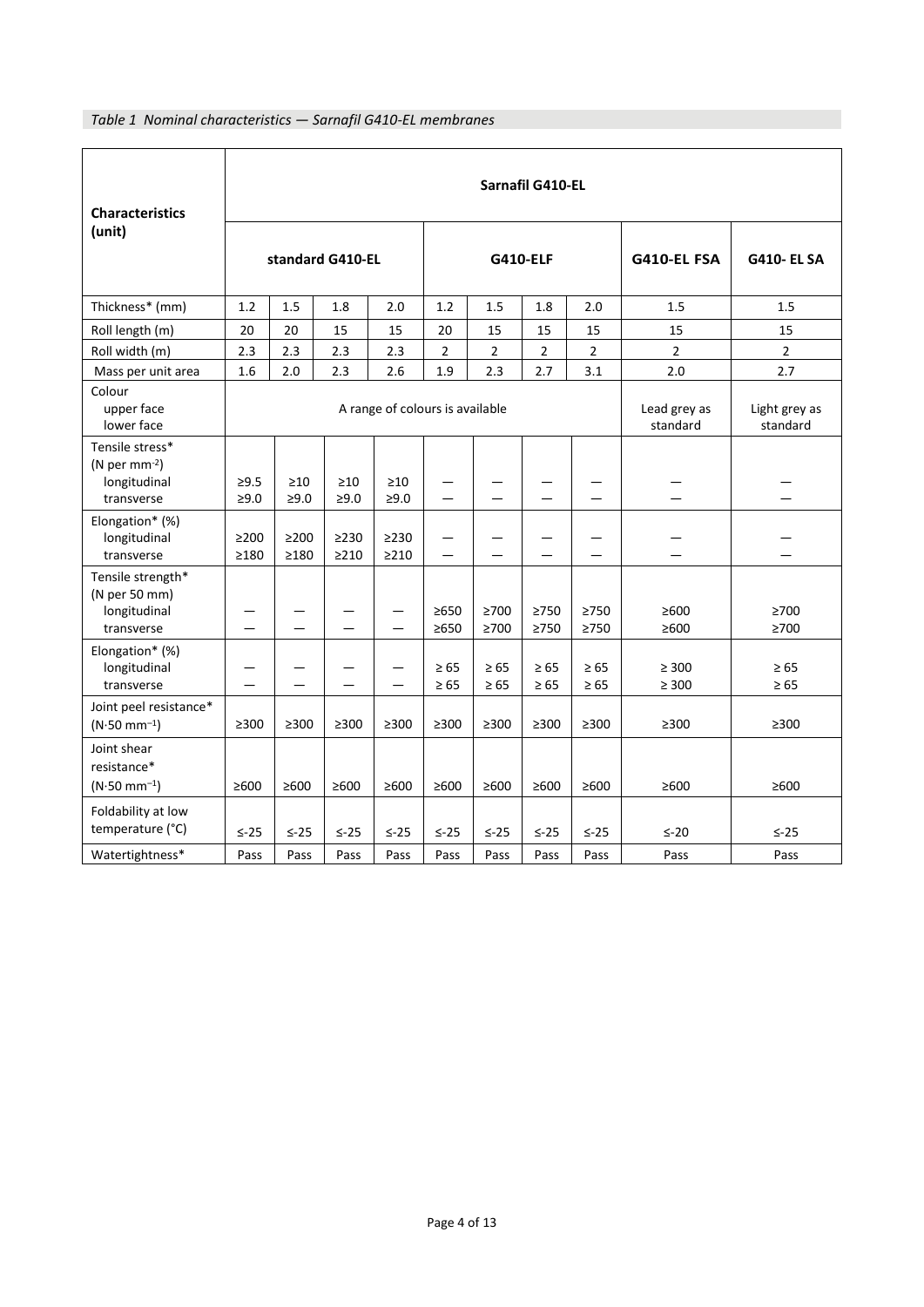*Table 1 Nominal characteristics — Sarnafil G410-EL membranes*

| Characteristics (unit) | Sarnafil G410-EL | | | | | | | | | |
|---|---|---|---|---|---|---|---|---|---|---|
| | standard G410-EL | | | | G410-ELF | | | | G410-EL FSA | G410- EL SA |
| Thickness* (mm) | 1.2 | 1.5 | 1.8 | 2.0 | 1.2 | 1.5 | 1.8 | 2.0 | 1.5 | 1.5 |
| Roll length (m) | 20 | 20 | 15 | 15 | 20 | 15 | 15 | 15 | 15 | 15 |
| Roll width (m) | 2.3 | 2.3 | 2.3 | 2.3 | 2 | 2 | 2 | 2 | 2 | 2 |
| Mass per unit area | 1.6 | 2.0 | 2.3 | 2.6 | 1.9 | 2.3 | 2.7 | 3.1 | 2.0 | 2.7 |
| Colour<br>upper face<br>lower face | A range of colours is available | | | | | | | | Lead grey as standard | Light grey as standard |
| Tensile stress* (N per $mm^{-2}$)<br>longitudinal<br>transverse | ≥9.5<br>≥9.0 | ≥10<br>≥9.0 | ≥10<br>≥9.0 | ≥10<br>≥9.0 | —<br>— | —<br>— | —<br>— | —<br>— | —<br>— | —<br>— |
| Elongation* (%)<br>longitudinal<br>transverse | ≥200<br>≥180 | ≥200<br>≥180 | ≥230<br>≥210 | ≥230<br>≥210 | —<br>— | —<br>— | —<br>— | —<br>— | —<br>— | —<br>— |
| Tensile strength* (N per 50 mm)<br>longitudinal<br>transverse | —<br>— | —<br>— | —<br>— | —<br>— | ≥650<br>≥650 | ≥700<br>≥700 | ≥750<br>≥750 | ≥750<br>≥750 | ≥600<br>≥600 | ≥700<br>≥700 |
| Elongation* (%)<br>longitudinal<br>transverse | —<br>— | —<br>— | —<br>— | —<br>— | ≥ 65<br>≥ 65 | ≥ 65<br>≥ 65 | ≥ 65<br>≥ 65 | ≥ 65<br>≥ 65 | ≥ 300<br>≥ 300 | ≥ 65<br>≥ 65 |
| Joint peel resistance* ($N{\cdot}50\ mm^{-1}$) | ≥300 | ≥300 | ≥300 | ≥300 | ≥300 | ≥300 | ≥300 | ≥300 | ≥300 | ≥300 |
| Joint shear resistance* ($N{\cdot}50\ mm^{-1}$) | ≥600 | ≥600 | ≥600 | ≥600 | ≥600 | ≥600 | ≥600 | ≥600 | ≥600 | ≥600 |
| Foldability at low temperature (°C) | ≤-25 | ≤-25 | ≤-25 | ≤-25 | ≤-25 | ≤-25 | ≤-25 | ≤-25 | ≤-20 | ≤-25 |
| Watertightness* | Pass | Pass | Pass | Pass | Pass | Pass | Pass | Pass | Pass | Pass |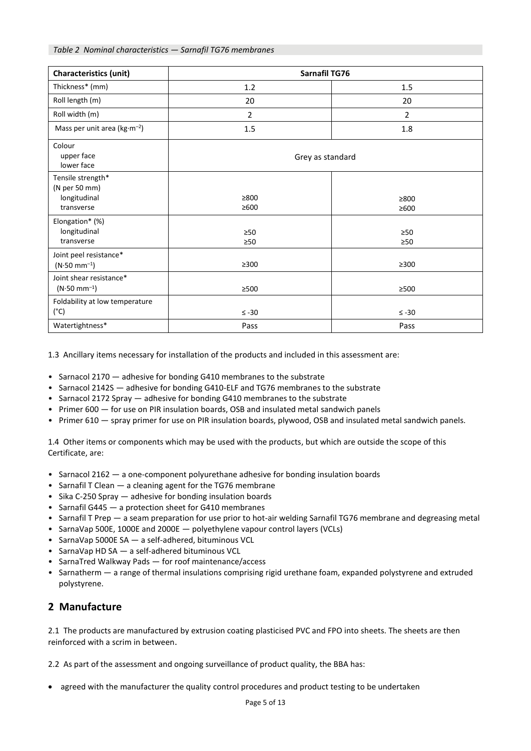*Table 2 Nominal characteristics — Sarnafil TG76 membranes*

| Characteristics (unit) | Sarnafil TG76 | |
|---|---|---|
| Thickness* (mm) | 1.2 | 1.5 |
| Roll length (m) | 20 | 20 |
| Roll width (m) | 2 | 2 |
| Mass per unit area ($kg{\cdot}m^{-2}$) | 1.5 | 1.8 |
| Colour<br>upper face<br>lower face | Grey as standard | |
| Tensile strength*<br>(N per 50 mm)<br>longitudinal<br>transverse | <br><br>≥800<br>≥600 | <br><br>≥800<br>≥600 |
| Elongation* (%)<br>longitudinal<br>transverse | <br>≥50<br>≥50 | <br>≥50<br>≥50 |
| Joint peel resistance*<br>($N{\cdot}50\ mm^{-1}$) | ≥300 | ≥300 |
| Joint shear resistance*<br>($N{\cdot}50\ mm^{-1}$) | ≥500 | ≥500 |
| Foldability at low temperature<br>(°C) | ≤ -30 | ≤ -30 |
| Watertightness* | Pass | Pass |

1.3 Ancillary items necessary for installation of the products and included in this assessment are:

- Sarnacol 2170 — adhesive for bonding G410 membranes to the substrate
- Sarnacol 2142S — adhesive for bonding G410-ELF and TG76 membranes to the substrate
- Sarnacol 2172 Spray — adhesive for bonding G410 membranes to the substrate
- Primer 600 — for use on PIR insulation boards, OSB and insulated metal sandwich panels
- Primer 610 — spray primer for use on PIR insulation boards, plywood, OSB and insulated metal sandwich panels.

1.4 Other items or components which may be used with the products, but which are outside the scope of this Certificate, are:

- Sarnacol 2162 — a one-component polyurethane adhesive for bonding insulation boards
- Sarnafil T Clean — a cleaning agent for the TG76 membrane
- Sika C-250 Spray — adhesive for bonding insulation boards
- Sarnafil G445 — a protection sheet for G410 membranes
- Sarnafil T Prep — a seam preparation for use prior to hot-air welding Sarnafil TG76 membrane and degreasing metal
- SarnaVap 500E, 1000E and 2000E — polyethylene vapour control layers (VCLs)
- SarnaVap 5000E SA — a self-adhered, bituminous VCL
- SarnaVap HD SA — a self-adhered bituminous VCL
- SarnaTred Walkway Pads — for roof maintenance/access
- Sarnatherm — a range of thermal insulations comprising rigid urethane foam, expanded polystyrene and extruded polystyrene.

## 2 Manufacture

2.1 The products are manufactured by extrusion coating plasticised PVC and FPO into sheets. The sheets are then reinforced with a scrim in between.

2.2 As part of the assessment and ongoing surveillance of product quality, the BBA has:

- agreed with the manufacturer the quality control procedures and product testing to be undertaken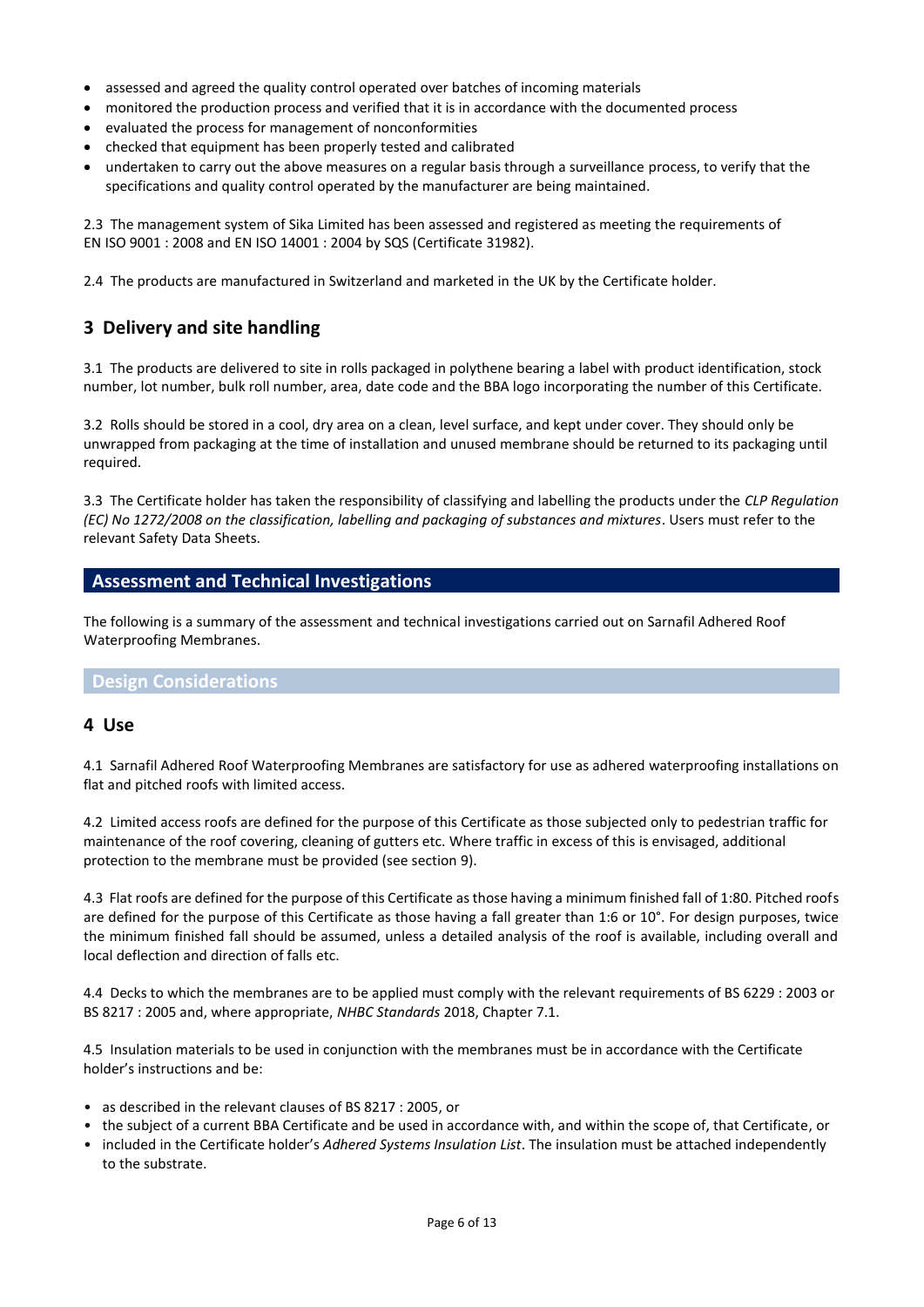- assessed and agreed the quality control operated over batches of incoming materials
- monitored the production process and verified that it is in accordance with the documented process
- evaluated the process for management of nonconformities
- checked that equipment has been properly tested and calibrated
- undertaken to carry out the above measures on a regular basis through a surveillance process, to verify that the specifications and quality control operated by the manufacturer are being maintained.

2.3 The management system of Sika Limited has been assessed and registered as meeting the requirements of EN ISO 9001 : 2008 and EN ISO 14001 : 2004 by SQS (Certificate 31982).

2.4 The products are manufactured in Switzerland and marketed in the UK by the Certificate holder.

## 3 Delivery and site handling

3.1 The products are delivered to site in rolls packaged in polythene bearing a label with product identification, stock number, lot number, bulk roll number, area, date code and the BBA logo incorporating the number of this Certificate.

3.2 Rolls should be stored in a cool, dry area on a clean, level surface, and kept under cover. They should only be unwrapped from packaging at the time of installation and unused membrane should be returned to its packaging until required.

3.3 The Certificate holder has taken the responsibility of classifying and labelling the products under the *CLP Regulation (EC) No 1272/2008 on the classification, labelling and packaging of substances and mixtures*. Users must refer to the relevant Safety Data Sheets.

## Assessment and Technical Investigations

The following is a summary of the assessment and technical investigations carried out on Sarnafil Adhered Roof Waterproofing Membranes.

### Design Considerations

## 4 Use

4.1 Sarnafil Adhered Roof Waterproofing Membranes are satisfactory for use as adhered waterproofing installations on flat and pitched roofs with limited access.

4.2 Limited access roofs are defined for the purpose of this Certificate as those subjected only to pedestrian traffic for maintenance of the roof covering, cleaning of gutters etc. Where traffic in excess of this is envisaged, additional protection to the membrane must be provided (see section 9).

4.3 Flat roofs are defined for the purpose of this Certificate as those having a minimum finished fall of 1:80. Pitched roofs are defined for the purpose of this Certificate as those having a fall greater than 1:6 or 10°. For design purposes, twice the minimum finished fall should be assumed, unless a detailed analysis of the roof is available, including overall and local deflection and direction of falls etc.

4.4 Decks to which the membranes are to be applied must comply with the relevant requirements of BS 6229 : 2003 or BS 8217 : 2005 and, where appropriate, *NHBC Standards* 2018, Chapter 7.1.

4.5 Insulation materials to be used in conjunction with the membranes must be in accordance with the Certificate holder's instructions and be:

- as described in the relevant clauses of BS 8217 : 2005, or
- the subject of a current BBA Certificate and be used in accordance with, and within the scope of, that Certificate, or
- included in the Certificate holder's *Adhered Systems Insulation List*. The insulation must be attached independently to the substrate.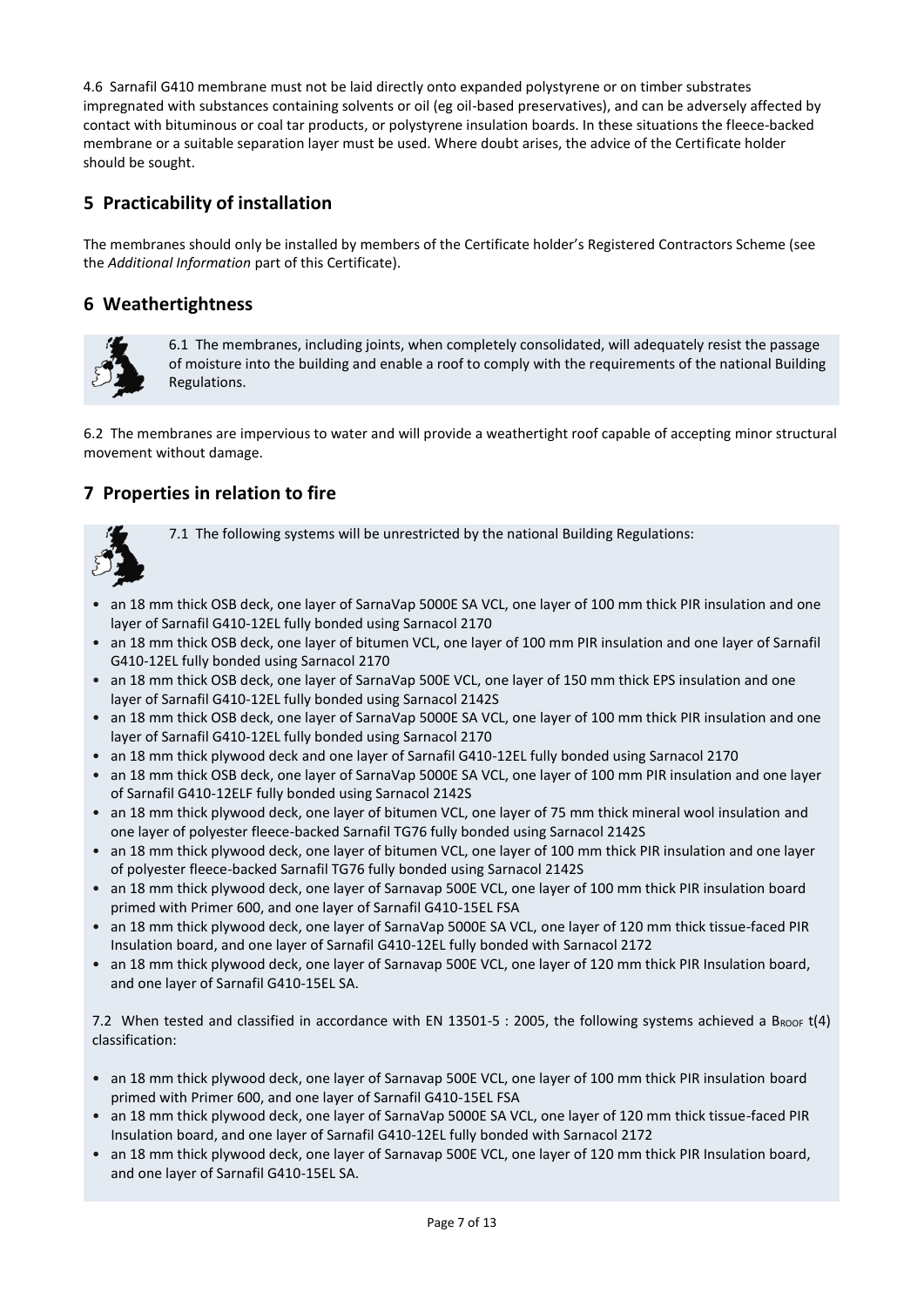4.6 Sarnafil G410 membrane must not be laid directly onto expanded polystyrene or on timber substrates impregnated with substances containing solvents or oil (eg oil-based preservatives), and can be adversely affected by contact with bituminous or coal tar products, or polystyrene insulation boards. In these situations the fleece-backed membrane or a suitable separation layer must be used. Where doubt arises, the advice of the Certificate holder should be sought.

## 5 Practicability of installation

The membranes should only be installed by members of the Certificate holder's Registered Contractors Scheme (see the *Additional Information* part of this Certificate).

## 6 Weathertightness

6.1 The membranes, including joints, when completely consolidated, will adequately resist the passage of moisture into the building and enable a roof to comply with the requirements of the national Building Regulations.

6.2 The membranes are impervious to water and will provide a weathertight roof capable of accepting minor structural movement without damage.

## 7 Properties in relation to fire

7.1 The following systems will be unrestricted by the national Building Regulations:

- an 18 mm thick OSB deck, one layer of SarnaVap 5000E SA VCL, one layer of 100 mm thick PIR insulation and one layer of Sarnafil G410-12EL fully bonded using Sarnacol 2170
- an 18 mm thick OSB deck, one layer of bitumen VCL, one layer of 100 mm PIR insulation and one layer of Sarnafil G410-12EL fully bonded using Sarnacol 2170
- an 18 mm thick OSB deck, one layer of SarnaVap 500E VCL, one layer of 150 mm thick EPS insulation and one layer of Sarnafil G410-12EL fully bonded using Sarnacol 2142S
- an 18 mm thick OSB deck, one layer of SarnaVap 5000E SA VCL, one layer of 100 mm thick PIR insulation and one layer of Sarnafil G410-12EL fully bonded using Sarnacol 2170
- an 18 mm thick plywood deck and one layer of Sarnafil G410-12EL fully bonded using Sarnacol 2170
- an 18 mm thick OSB deck, one layer of SarnaVap 5000E SA VCL, one layer of 100 mm PIR insulation and one layer of Sarnafil G410-12ELF fully bonded using Sarnacol 2142S
- an 18 mm thick plywood deck, one layer of bitumen VCL, one layer of 75 mm thick mineral wool insulation and one layer of polyester fleece-backed Sarnafil TG76 fully bonded using Sarnacol 2142S
- an 18 mm thick plywood deck, one layer of bitumen VCL, one layer of 100 mm thick PIR insulation and one layer of polyester fleece-backed Sarnafil TG76 fully bonded using Sarnacol 2142S
- an 18 mm thick plywood deck, one layer of Sarnavap 500E VCL, one layer of 100 mm thick PIR insulation board primed with Primer 600, and one layer of Sarnafil G410-15EL FSA
- an 18 mm thick plywood deck, one layer of SarnaVap 5000E SA VCL, one layer of 120 mm thick tissue-faced PIR Insulation board, and one layer of Sarnafil G410-12EL fully bonded with Sarnacol 2172
- an 18 mm thick plywood deck, one layer of Sarnavap 500E VCL, one layer of 120 mm thick PIR Insulation board, and one layer of Sarnafil G410-15EL SA.

7.2 When tested and classified in accordance with EN 13501-5 : 2005, the following systems achieved a $B_{ROOF}$ t(4) classification:

- an 18 mm thick plywood deck, one layer of Sarnavap 500E VCL, one layer of 100 mm thick PIR insulation board primed with Primer 600, and one layer of Sarnafil G410-15EL FSA
- an 18 mm thick plywood deck, one layer of SarnaVap 5000E SA VCL, one layer of 120 mm thick tissue-faced PIR Insulation board, and one layer of Sarnafil G410-12EL fully bonded with Sarnacol 2172
- an 18 mm thick plywood deck, one layer of Sarnavap 500E VCL, one layer of 120 mm thick PIR Insulation board, and one layer of Sarnafil G410-15EL SA.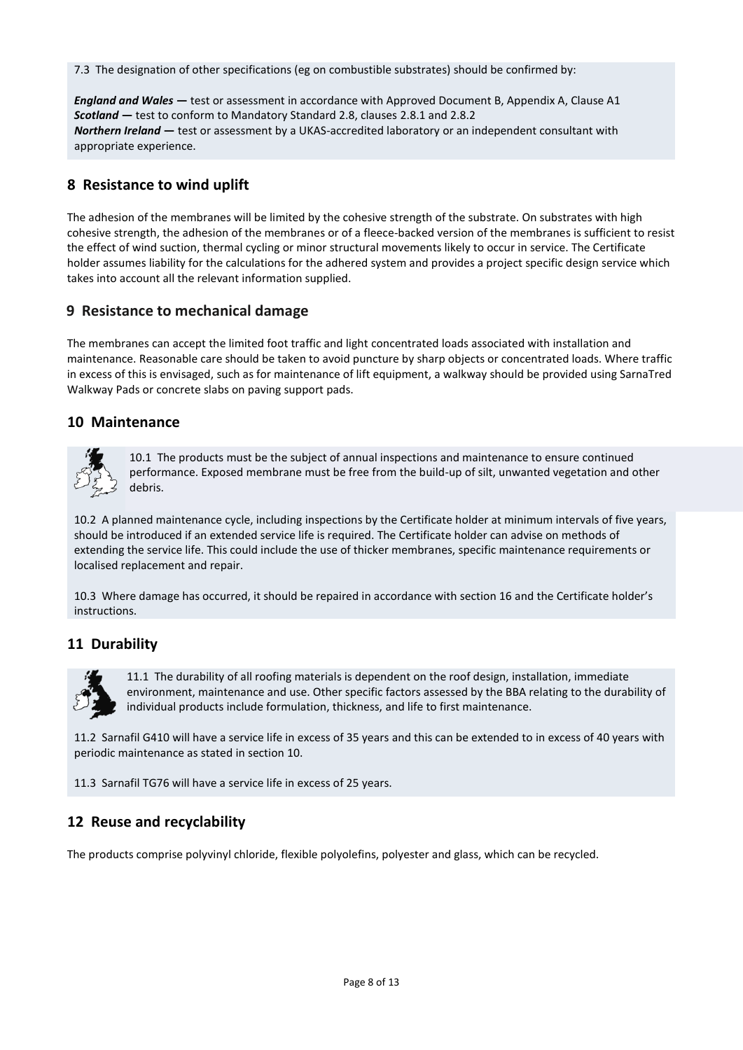7.3 The designation of other specifications (eg on combustible substrates) should be confirmed by:

***England and Wales —*** test or assessment in accordance with Approved Document B, Appendix A, Clause A1
***Scotland —*** test to conform to Mandatory Standard 2.8, clauses 2.8.1 and 2.8.2
***Northern Ireland —*** test or assessment by a UKAS-accredited laboratory or an independent consultant with appropriate experience.

## 8 Resistance to wind uplift

The adhesion of the membranes will be limited by the cohesive strength of the substrate. On substrates with high cohesive strength, the adhesion of the membranes or of a fleece-backed version of the membranes is sufficient to resist the effect of wind suction, thermal cycling or minor structural movements likely to occur in service. The Certificate holder assumes liability for the calculations for the adhered system and provides a project specific design service which takes into account all the relevant information supplied.

## 9 Resistance to mechanical damage

The membranes can accept the limited foot traffic and light concentrated loads associated with installation and maintenance. Reasonable care should be taken to avoid puncture by sharp objects or concentrated loads. Where traffic in excess of this is envisaged, such as for maintenance of lift equipment, a walkway should be provided using SarnaTred Walkway Pads or concrete slabs on paving support pads.

## 10 Maintenance

10.1 The products must be the subject of annual inspections and maintenance to ensure continued performance. Exposed membrane must be free from the build-up of silt, unwanted vegetation and other debris.

10.2 A planned maintenance cycle, including inspections by the Certificate holder at minimum intervals of five years, should be introduced if an extended service life is required. The Certificate holder can advise on methods of extending the service life. This could include the use of thicker membranes, specific maintenance requirements or localised replacement and repair.

10.3 Where damage has occurred, it should be repaired in accordance with section 16 and the Certificate holder's instructions.

## 11 Durability

11.1 The durability of all roofing materials is dependent on the roof design, installation, immediate environment, maintenance and use. Other specific factors assessed by the BBA relating to the durability of individual products include formulation, thickness, and life to first maintenance.

11.2 Sarnafil G410 will have a service life in excess of 35 years and this can be extended to in excess of 40 years with periodic maintenance as stated in section 10.

11.3 Sarnafil TG76 will have a service life in excess of 25 years.

## 12 Reuse and recyclability

The products comprise polyvinyl chloride, flexible polyolefins, polyester and glass, which can be recycled.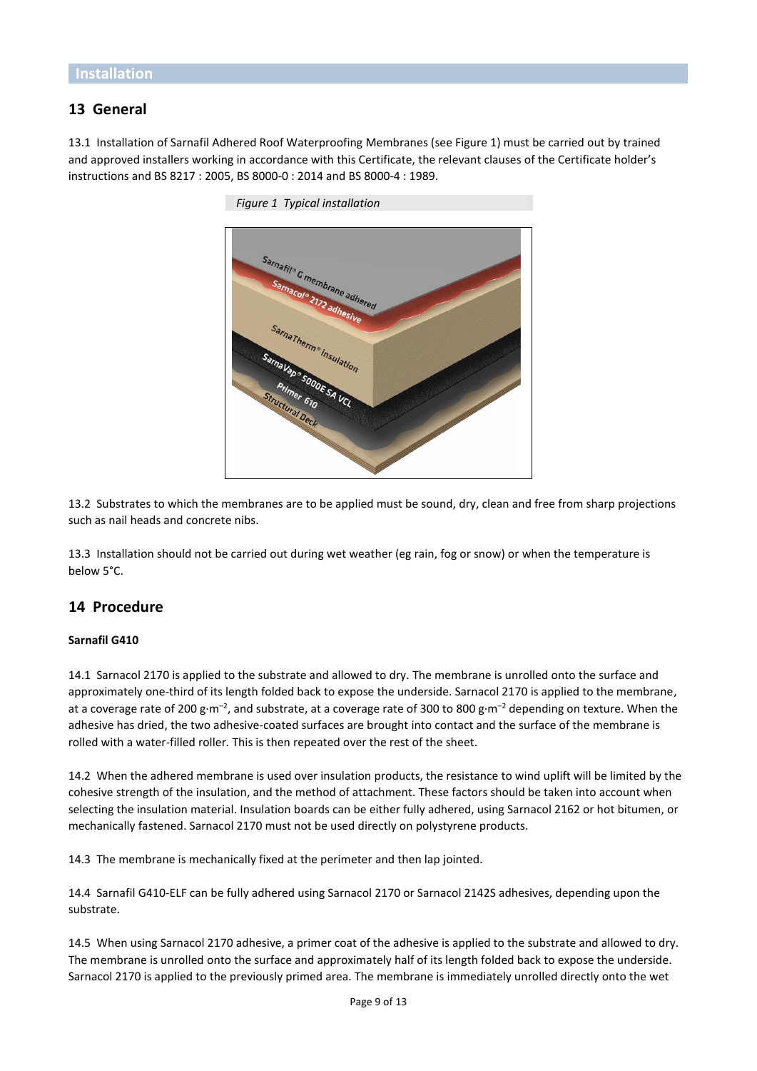## Installation

### 13 General

13.1 Installation of Sarnafil Adhered Roof Waterproofing Membranes (see Figure 1) must be carried out by trained and approved installers working in accordance with this Certificate, the relevant clauses of the Certificate holder's instructions and BS 8217 : 2005, BS 8000-0 : 2014 and BS 8000-4 : 1989.

*Figure 1 Typical installation*

13.2 Substrates to which the membranes are to be applied must be sound, dry, clean and free from sharp projections such as nail heads and concrete nibs.

13.3 Installation should not be carried out during wet weather (eg rain, fog or snow) or when the temperature is below 5°C.

### 14 Procedure

**Sarnafil G410**

14.1 Sarnacol 2170 is applied to the substrate and allowed to dry. The membrane is unrolled onto the surface and approximately one-third of its length folded back to expose the underside. Sarnacol 2170 is applied to the membrane, at a coverage rate of 200 $g{\cdot}m^{-2}$, and substrate, at a coverage rate of 300 to 800 $g{\cdot}m^{-2}$ depending on texture. When the adhesive has dried, the two adhesive-coated surfaces are brought into contact and the surface of the membrane is rolled with a water-filled roller. This is then repeated over the rest of the sheet.

14.2 When the adhered membrane is used over insulation products, the resistance to wind uplift will be limited by the cohesive strength of the insulation, and the method of attachment. These factors should be taken into account when selecting the insulation material. Insulation boards can be either fully adhered, using Sarnacol 2162 or hot bitumen, or mechanically fastened. Sarnacol 2170 must not be used directly on polystyrene products.

14.3 The membrane is mechanically fixed at the perimeter and then lap jointed.

14.4 Sarnafil G410-ELF can be fully adhered using Sarnacol 2170 or Sarnacol 2142S adhesives, depending upon the substrate.

14.5 When using Sarnacol 2170 adhesive, a primer coat of the adhesive is applied to the substrate and allowed to dry. The membrane is unrolled onto the surface and approximately half of its length folded back to expose the underside. Sarnacol 2170 is applied to the previously primed area. The membrane is immediately unrolled directly onto the wet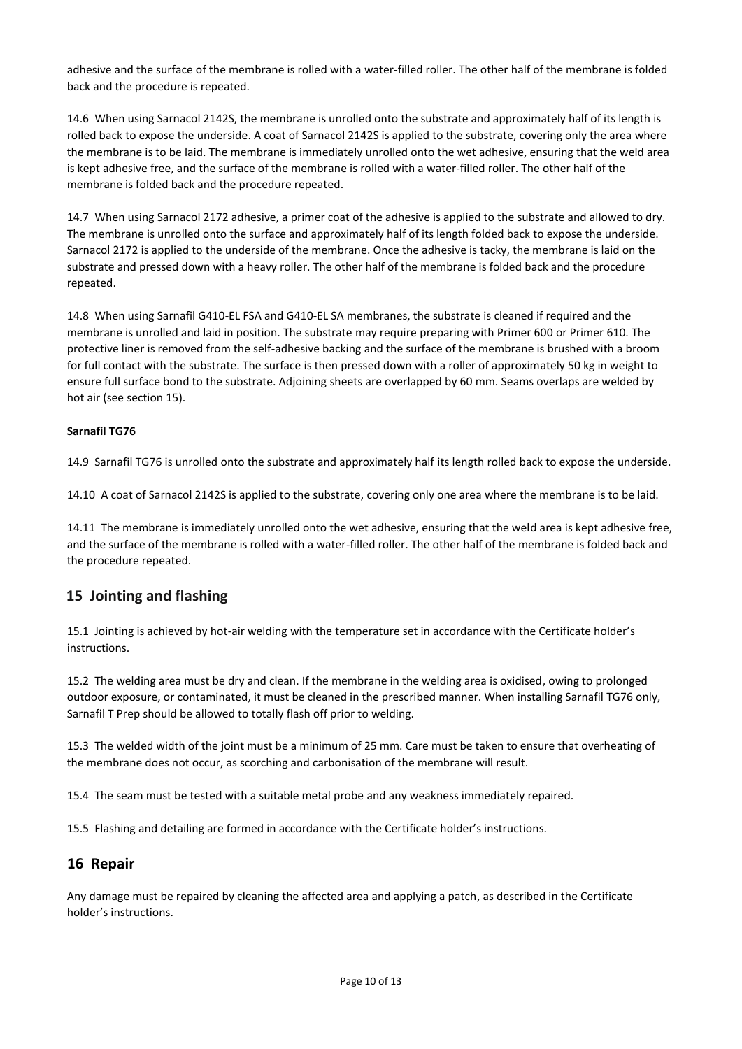adhesive and the surface of the membrane is rolled with a water-filled roller. The other half of the membrane is folded back and the procedure is repeated.

14.6 When using Sarnacol 2142S, the membrane is unrolled onto the substrate and approximately half of its length is rolled back to expose the underside. A coat of Sarnacol 2142S is applied to the substrate, covering only the area where the membrane is to be laid. The membrane is immediately unrolled onto the wet adhesive, ensuring that the weld area is kept adhesive free, and the surface of the membrane is rolled with a water-filled roller. The other half of the membrane is folded back and the procedure repeated.

14.7 When using Sarnacol 2172 adhesive, a primer coat of the adhesive is applied to the substrate and allowed to dry. The membrane is unrolled onto the surface and approximately half of its length folded back to expose the underside. Sarnacol 2172 is applied to the underside of the membrane. Once the adhesive is tacky, the membrane is laid on the substrate and pressed down with a heavy roller. The other half of the membrane is folded back and the procedure repeated.

14.8 When using Sarnafil G410-EL FSA and G410-EL SA membranes, the substrate is cleaned if required and the membrane is unrolled and laid in position. The substrate may require preparing with Primer 600 or Primer 610. The protective liner is removed from the self-adhesive backing and the surface of the membrane is brushed with a broom for full contact with the substrate. The surface is then pressed down with a roller of approximately 50 kg in weight to ensure full surface bond to the substrate. Adjoining sheets are overlapped by 60 mm. Seams overlaps are welded by hot air (see section 15).

**Sarnafil TG76**

14.9 Sarnafil TG76 is unrolled onto the substrate and approximately half its length rolled back to expose the underside.

14.10 A coat of Sarnacol 2142S is applied to the substrate, covering only one area where the membrane is to be laid.

14.11 The membrane is immediately unrolled onto the wet adhesive, ensuring that the weld area is kept adhesive free, and the surface of the membrane is rolled with a water-filled roller. The other half of the membrane is folded back and the procedure repeated.

## 15 Jointing and flashing

15.1 Jointing is achieved by hot-air welding with the temperature set in accordance with the Certificate holder's instructions.

15.2 The welding area must be dry and clean. If the membrane in the welding area is oxidised, owing to prolonged outdoor exposure, or contaminated, it must be cleaned in the prescribed manner. When installing Sarnafil TG76 only, Sarnafil T Prep should be allowed to totally flash off prior to welding.

15.3 The welded width of the joint must be a minimum of 25 mm. Care must be taken to ensure that overheating of the membrane does not occur, as scorching and carbonisation of the membrane will result.

15.4 The seam must be tested with a suitable metal probe and any weakness immediately repaired.

15.5 Flashing and detailing are formed in accordance with the Certificate holder's instructions.

## 16 Repair

Any damage must be repaired by cleaning the affected area and applying a patch, as described in the Certificate holder's instructions.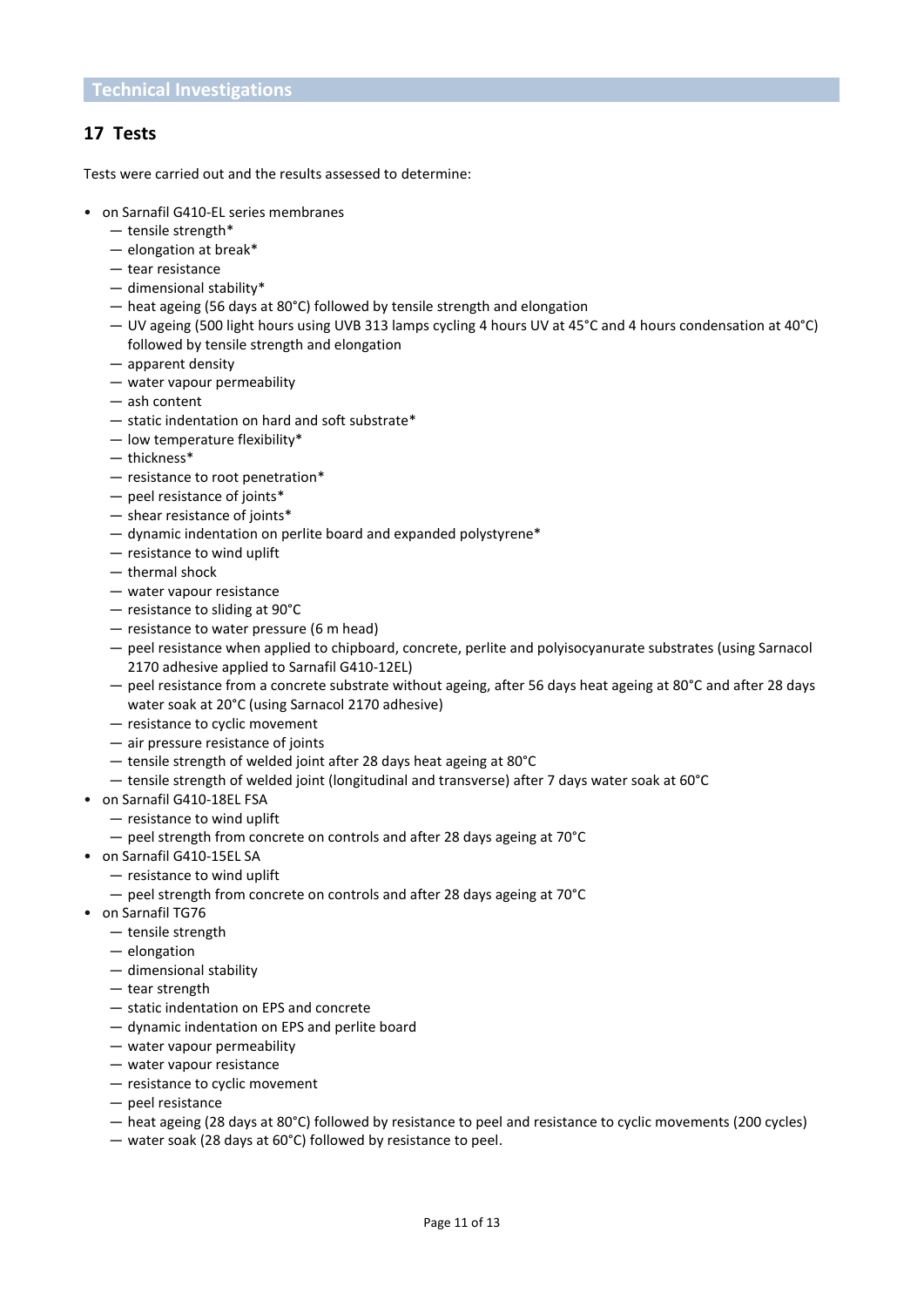## Technical Investigations

### 17 Tests

Tests were carried out and the results assessed to determine:

- on Sarnafil G410-EL series membranes
  - — tensile strength*
  - — elongation at break*
  - — tear resistance
  - — dimensional stability*
  - — heat ageing (56 days at 80°C) followed by tensile strength and elongation
  - — UV ageing (500 light hours using UVB 313 lamps cycling 4 hours UV at 45°C and 4 hours condensation at 40°C) followed by tensile strength and elongation
  - — apparent density
  - — water vapour permeability
  - — ash content
  - — static indentation on hard and soft substrate*
  - — low temperature flexibility*
  - — thickness*
  - — resistance to root penetration*
  - — peel resistance of joints*
  - — shear resistance of joints*
  - — dynamic indentation on perlite board and expanded polystyrene*
  - — resistance to wind uplift
  - — thermal shock
  - — water vapour resistance
  - — resistance to sliding at 90°C
  - — resistance to water pressure (6 m head)
  - — peel resistance when applied to chipboard, concrete, perlite and polyisocyanurate substrates (using Sarnacol 2170 adhesive applied to Sarnafil G410-12EL)
  - — peel resistance from a concrete substrate without ageing, after 56 days heat ageing at 80°C and after 28 days water soak at 20°C (using Sarnacol 2170 adhesive)
  - — resistance to cyclic movement
  - — air pressure resistance of joints
  - — tensile strength of welded joint after 28 days heat ageing at 80°C
  - — tensile strength of welded joint (longitudinal and transverse) after 7 days water soak at 60°C
- on Sarnafil G410-18EL FSA
  - — resistance to wind uplift
  - — peel strength from concrete on controls and after 28 days ageing at 70°C
- on Sarnafil G410-15EL SA
  - — resistance to wind uplift
  - — peel strength from concrete on controls and after 28 days ageing at 70°C
- on Sarnafil TG76
  - — tensile strength
  - — elongation
  - — dimensional stability
  - — tear strength
  - — static indentation on EPS and concrete
  - — dynamic indentation on EPS and perlite board
  - — water vapour permeability
  - — water vapour resistance
  - — resistance to cyclic movement
  - — peel resistance
  - — heat ageing (28 days at 80°C) followed by resistance to peel and resistance to cyclic movements (200 cycles)
  - — water soak (28 days at 60°C) followed by resistance to peel.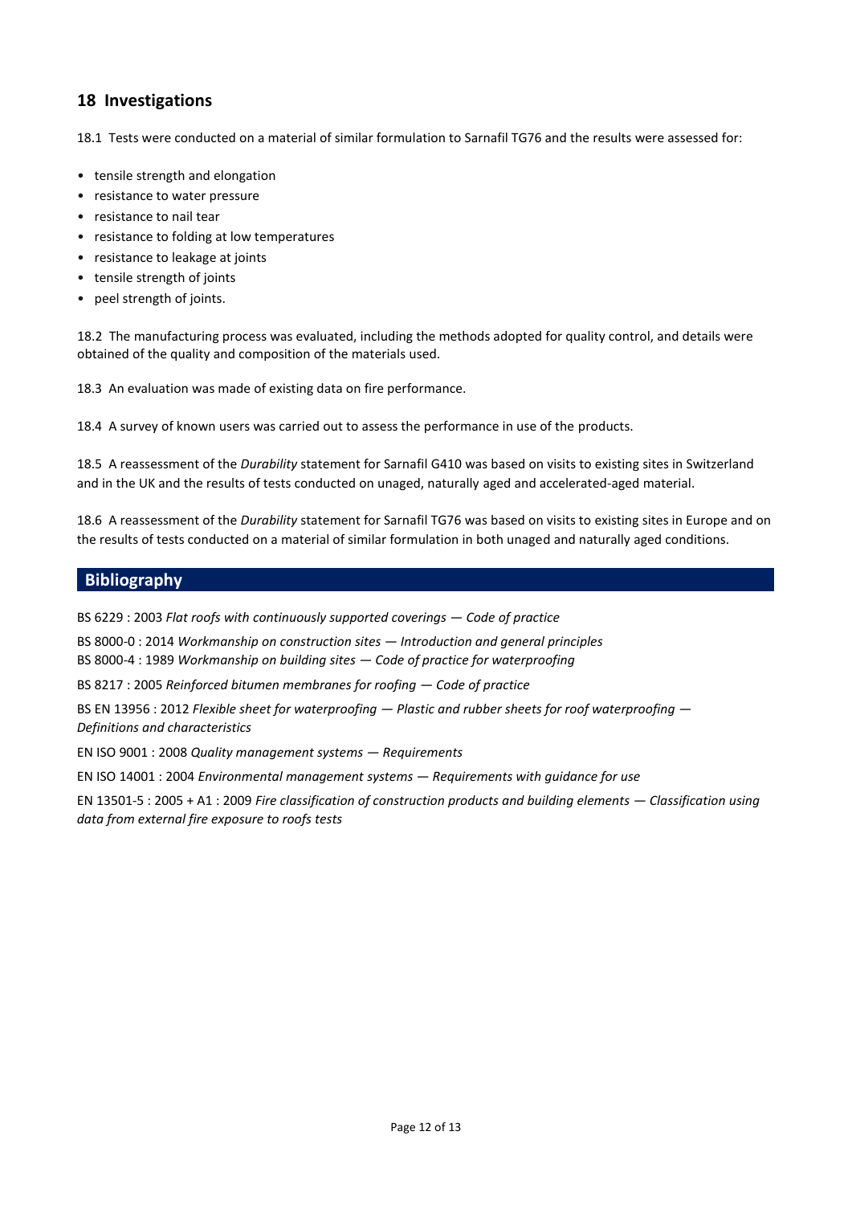## 18 Investigations

18.1 Tests were conducted on a material of similar formulation to Sarnafil TG76 and the results were assessed for:

- tensile strength and elongation
- resistance to water pressure
- resistance to nail tear
- resistance to folding at low temperatures
- resistance to leakage at joints
- tensile strength of joints
- peel strength of joints.

18.2 The manufacturing process was evaluated, including the methods adopted for quality control, and details were obtained of the quality and composition of the materials used.

18.3 An evaluation was made of existing data on fire performance.

18.4 A survey of known users was carried out to assess the performance in use of the products.

18.5 A reassessment of the *Durability* statement for Sarnafil G410 was based on visits to existing sites in Switzerland and in the UK and the results of tests conducted on unaged, naturally aged and accelerated-aged material.

18.6 A reassessment of the *Durability* statement for Sarnafil TG76 was based on visits to existing sites in Europe and on the results of tests conducted on a material of similar formulation in both unaged and naturally aged conditions.

## Bibliography

BS 6229 : 2003 *Flat roofs with continuously supported coverings — Code of practice*

BS 8000-0 : 2014 *Workmanship on construction sites — Introduction and general principles*

BS 8000-4 : 1989 *Workmanship on building sites — Code of practice for waterproofing*

BS 8217 : 2005 *Reinforced bitumen membranes for roofing — Code of practice*

BS EN 13956 : 2012 *Flexible sheet for waterproofing — Plastic and rubber sheets for roof waterproofing — Definitions and characteristics*

EN ISO 9001 : 2008 *Quality management systems — Requirements*

EN ISO 14001 : 2004 *Environmental management systems — Requirements with guidance for use*

EN 13501-5 : 2005 + A1 : 2009 *Fire classification of construction products and building elements — Classification using data from external fire exposure to roofs tests*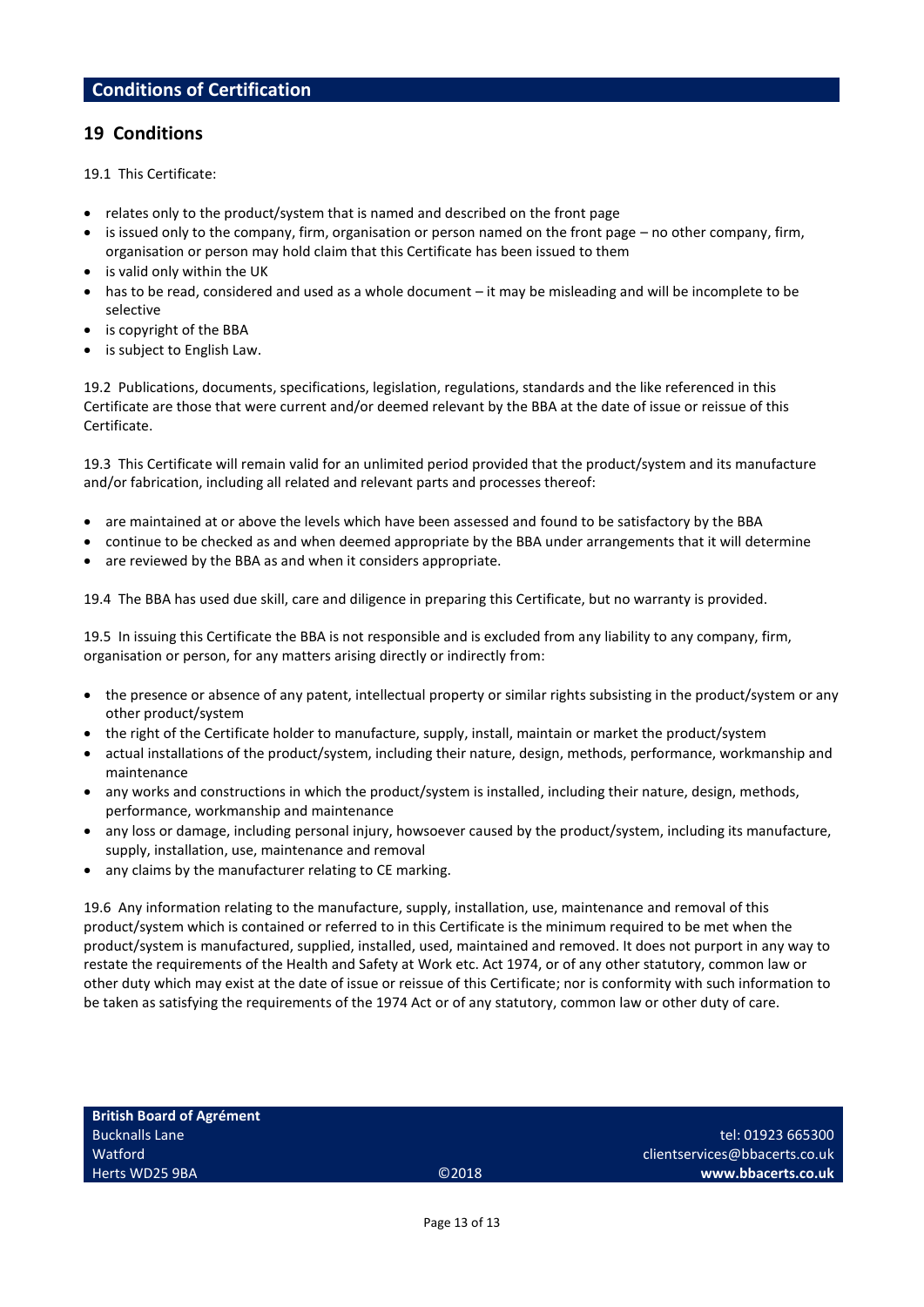## Conditions of Certification

## 19 Conditions

19.1 This Certificate:

- relates only to the product/system that is named and described on the front page
- is issued only to the company, firm, organisation or person named on the front page – no other company, firm, organisation or person may hold claim that this Certificate has been issued to them
- is valid only within the UK
- has to be read, considered and used as a whole document – it may be misleading and will be incomplete to be selective
- is copyright of the BBA
- is subject to English Law.

19.2 Publications, documents, specifications, legislation, regulations, standards and the like referenced in this Certificate are those that were current and/or deemed relevant by the BBA at the date of issue or reissue of this Certificate.

19.3 This Certificate will remain valid for an unlimited period provided that the product/system and its manufacture and/or fabrication, including all related and relevant parts and processes thereof:

- are maintained at or above the levels which have been assessed and found to be satisfactory by the BBA
- continue to be checked as and when deemed appropriate by the BBA under arrangements that it will determine
- are reviewed by the BBA as and when it considers appropriate.

19.4 The BBA has used due skill, care and diligence in preparing this Certificate, but no warranty is provided.

19.5 In issuing this Certificate the BBA is not responsible and is excluded from any liability to any company, firm, organisation or person, for any matters arising directly or indirectly from:

- the presence or absence of any patent, intellectual property or similar rights subsisting in the product/system or any other product/system
- the right of the Certificate holder to manufacture, supply, install, maintain or market the product/system
- actual installations of the product/system, including their nature, design, methods, performance, workmanship and maintenance
- any works and constructions in which the product/system is installed, including their nature, design, methods, performance, workmanship and maintenance
- any loss or damage, including personal injury, howsoever caused by the product/system, including its manufacture, supply, installation, use, maintenance and removal
- any claims by the manufacturer relating to CE marking.

19.6 Any information relating to the manufacture, supply, installation, use, maintenance and removal of this product/system which is contained or referred to in this Certificate is the minimum required to be met when the product/system is manufactured, supplied, installed, used, maintained and removed. It does not purport in any way to restate the requirements of the Health and Safety at Work etc. Act 1974, or of any other statutory, common law or other duty which may exist at the date of issue or reissue of this Certificate; nor is conformity with such information to be taken as satisfying the requirements of the 1974 Act or of any statutory, common law or other duty of care.

**British Board of Agrément**
Bucknalls Lane
Watford
Herts WD25 9BA

©2018

tel: 01923 665300
clientservices@bbacerts.co.uk
**www.bbacerts.co.uk**